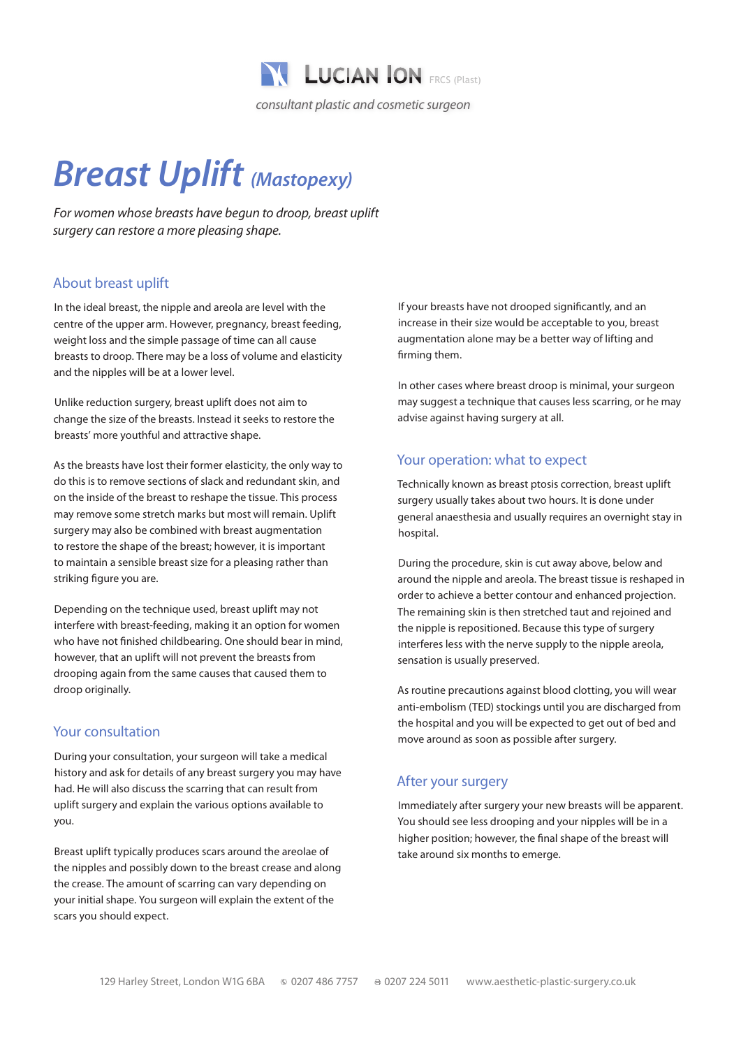**Lucian Ion** FRCS (Plast)

*consultant plastic and cosmetic surgeon*

# Breast Uplift *(Mastopexy)*

*For women whose breasts have begun to droop, breast uplift surgery can restore a more pleasing shape.*

## About breast uplift

In the ideal breast, the nipple and areola are level with the centre of the upper arm. However, pregnancy, breast feeding, weight loss and the simple passage of time can all cause breasts to droop. There may be a loss of volume and elasticity and the nipples will be at a lower level.

Unlike reduction surgery, breast uplift does not aim to change the size of the breasts. Instead it seeks to restore the breasts' more youthful and attractive shape.

As the breasts have lost their former elasticity, the only way to do this is to remove sections of slack and redundant skin, and on the inside of the breast to reshape the tissue. This process may remove some stretch marks but most will remain. Uplift surgery may also be combined with breast augmentation to restore the shape of the breast; however, it is important to maintain a sensible breast size for a pleasing rather than striking figure you are.

Depending on the technique used, breast uplift may not interfere with breast-feeding, making it an option for women who have not finished childbearing. One should bear in mind, however, that an uplift will not prevent the breasts from drooping again from the same causes that caused them to droop originally.

## Your consultation

During your consultation, your surgeon will take a medical history and ask for details of any breast surgery you may have had. He will also discuss the scarring that can result from uplift surgery and explain the various options available to you.

Breast uplift typically produces scars around the areolae of the nipples and possibly down to the breast crease and along the crease. The amount of scarring can vary depending on your initial shape. You surgeon will explain the extent of the scars you should expect.

If your breasts have not drooped significantly, and an increase in their size would be acceptable to you, breast augmentation alone may be a better way of lifting and firming them.

In other cases where breast droop is minimal, your surgeon may suggest a technique that causes less scarring, or he may advise against having surgery at all.

## Your operation: what to expect

Technically known as breast ptosis correction, breast uplift surgery usually takes about two hours. It is done under general anaesthesia and usually requires an overnight stay in hospital.

During the procedure, skin is cut away above, below and around the nipple and areola. The breast tissue is reshaped in order to achieve a better contour and enhanced projection. The remaining skin is then stretched taut and rejoined and the nipple is repositioned. Because this type of surgery interferes less with the nerve supply to the nipple areola, sensation is usually preserved.

As routine precautions against blood clotting, you will wear anti-embolism (TED) stockings until you are discharged from the hospital and you will be expected to get out of bed and move around as soon as possible after surgery.

## After your surgery

Immediately after surgery your new breasts will be apparent. You should see less drooping and your nipples will be in a higher position; however, the final shape of the breast will take around six months to emerge.

129 Harley Street, London W1G 6BA ✆ 0207 486 7757 ⎙ 0207 224 5011 www.aesthetic-plastic-surgery.co.uk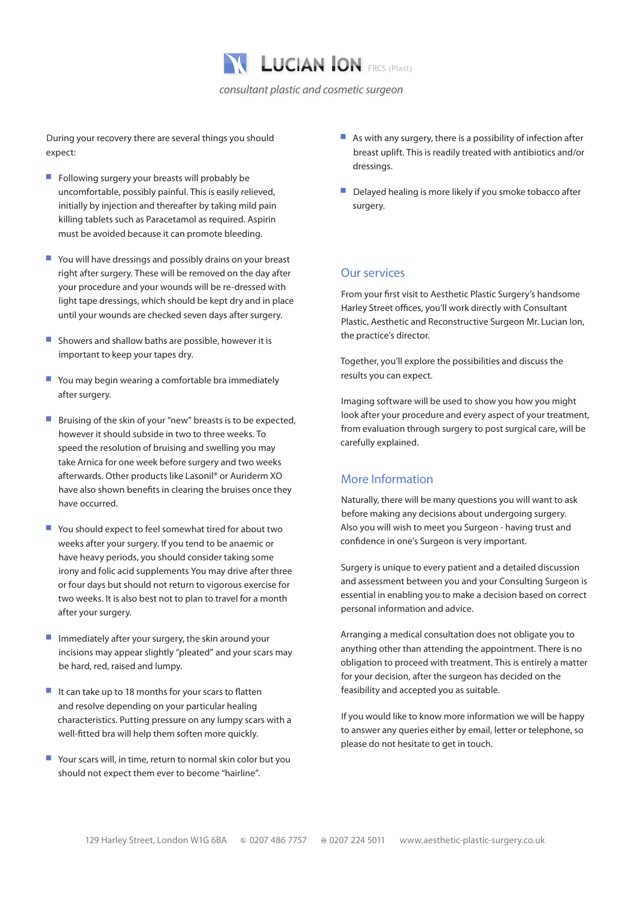# LUCIAN ION FRCS (Plast)

*consultant plastic and cosmetic surgeon*

During your recovery there are several things you should expect:

- Following surgery your breasts will probably be uncomfortable, possibly painful. This is easily relieved, initially by injection and thereafter by taking mild pain killing tablets such as Paracetamol as required. Aspirin must be avoided because it can promote bleeding.
- You will have dressings and possibly drains on your breast right after surgery. These will be removed on the day after your procedure and your wounds will be re-dressed with light tape dressings, which should be kept dry and in place until your wounds are checked seven days after surgery.
- Showers and shallow baths are possible, however it is important to keep your tapes dry.
- You may begin wearing a comfortable bra immediately after surgery.
- Bruising of the skin of your "new" breasts is to be expected, however it should subside in two to three weeks. To speed the resolution of bruising and swelling you may take Arnica for one week before surgery and two weeks afterwards. Other products like Lasonil® or Auriderm XO have also shown benefits in clearing the bruises once they have occurred.
- You should expect to feel somewhat tired for about two weeks after your surgery. If you tend to be anaemic or have heavy periods, you should consider taking some irony and folic acid supplements You may drive after three or four days but should not return to vigorous exercise for two weeks. It is also best not to plan to travel for a month after your surgery.
- Immediately after your surgery, the skin around your incisions may appear slightly "pleated" and your scars may be hard, red, raised and lumpy.
- It can take up to 18 months for your scars to flatten and resolve depending on your particular healing characteristics. Putting pressure on any lumpy scars with a well-fitted bra will help them soften more quickly.
- Your scars will, in time, return to normal skin color but you should not expect them ever to become "hairline".
- As with any surgery, there is a possibility of infection after breast uplift. This is readily treated with antibiotics and/or dressings.
- Delayed healing is more likely if you smoke tobacco after surgery.

## Our services

From your first visit to Aesthetic Plastic Surgery's handsome Harley Street offices, you'll work directly with Consultant Plastic, Aesthetic and Reconstructive Surgeon Mr. Lucian Ion, the practice's director.

Together, you'll explore the possibilities and discuss the results you can expect.

Imaging software will be used to show you how you might look after your procedure and every aspect of your treatment, from evaluation through surgery to post surgical care, will be carefully explained.

## More Information

Naturally, there will be many questions you will want to ask before making any decisions about undergoing surgery. Also you will wish to meet you Surgeon - having trust and confidence in one's Surgeon is very important.

Surgery is unique to every patient and a detailed discussion and assessment between you and your Consulting Surgeon is essential in enabling you to make a decision based on correct personal information and advice.

Arranging a medical consultation does not obligate you to anything other than attending the appointment. There is no obligation to proceed with treatment. This is entirely a matter for your decision, after the surgeon has decided on the feasibility and accepted you as suitable.

If you would like to know more information we will be happy to answer any queries either by email, letter or telephone, so please do not hesitate to get in touch.

129 Harley Street, London W1G 6BA   ✆ 0207 486 7757   🖷 0207 224 5011   www.aesthetic-plastic-surgery.co.uk